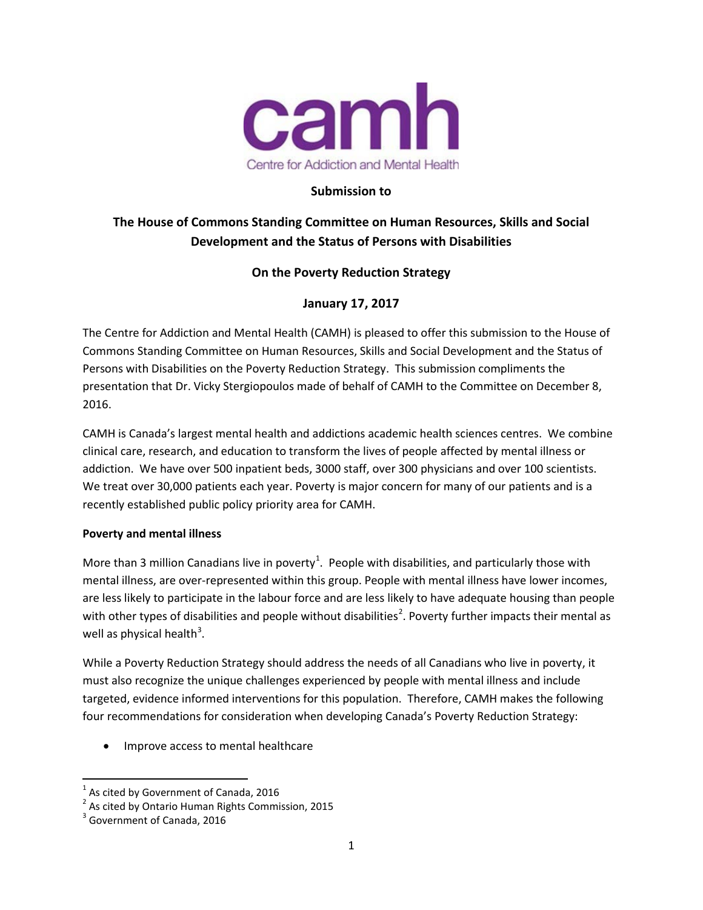camh

Centre for Addiction and Mental Health

**Submission to**

**The House of Commons Standing Committee on Human Resources, Skills and Social Development and the Status of Persons with Disabilities**

**On the Poverty Reduction Strategy**

**January 17, 2017**

The Centre for Addiction and Mental Health (CAMH) is pleased to offer this submission to the House of Commons Standing Committee on Human Resources, Skills and Social Development and the Status of Persons with Disabilities on the Poverty Reduction Strategy. This submission compliments the presentation that Dr. Vicky Stergiopoulos made of behalf of CAMH to the Committee on December 8, 2016.

CAMH is Canada's largest mental health and addictions academic health sciences centres. We combine clinical care, research, and education to transform the lives of people affected by mental illness or addiction. We have over 500 inpatient beds, 3000 staff, over 300 physicians and over 100 scientists. We treat over 30,000 patients each year. Poverty is major concern for many of our patients and is a recently established public policy priority area for CAMH.

**Poverty and mental illness**

More than 3 million Canadians live in poverty[1]. People with disabilities, and particularly those with mental illness, are over-represented within this group. People with mental illness have lower incomes, are less likely to participate in the labour force and are less likely to have adequate housing than people with other types of disabilities and people without disabilities[2]. Poverty further impacts their mental as well as physical health[3].

While a Poverty Reduction Strategy should address the needs of all Canadians who live in poverty, it must also recognize the unique challenges experienced by people with mental illness and include targeted, evidence informed interventions for this population. Therefore, CAMH makes the following four recommendations for consideration when developing Canada's Poverty Reduction Strategy:

- Improve access to mental healthcare

[1] As cited by Government of Canada, 2016

[2] As cited by Ontario Human Rights Commission, 2015

[3] Government of Canada, 2016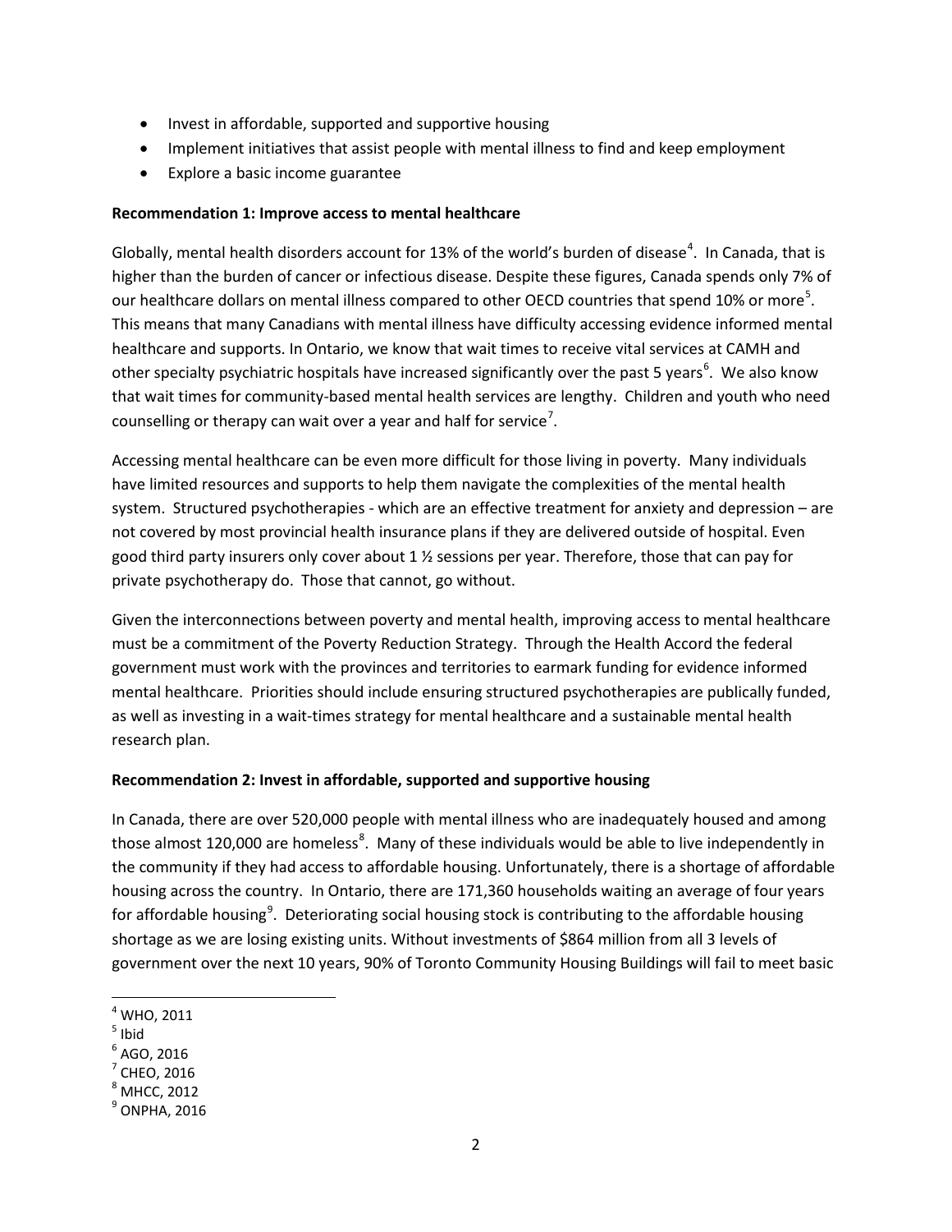- Invest in affordable, supported and supportive housing
- Implement initiatives that assist people with mental illness to find and keep employment
- Explore a basic income guarantee

**Recommendation 1: Improve access to mental healthcare**

Globally, mental health disorders account for 13% of the world's burden of disease[4]. In Canada, that is higher than the burden of cancer or infectious disease. Despite these figures, Canada spends only 7% of our healthcare dollars on mental illness compared to other OECD countries that spend 10% or more[5]. This means that many Canadians with mental illness have difficulty accessing evidence informed mental healthcare and supports. In Ontario, we know that wait times to receive vital services at CAMH and other specialty psychiatric hospitals have increased significantly over the past 5 years[6]. We also know that wait times for community-based mental health services are lengthy. Children and youth who need counselling or therapy can wait over a year and half for service[7].

Accessing mental healthcare can be even more difficult for those living in poverty. Many individuals have limited resources and supports to help them navigate the complexities of the mental health system. Structured psychotherapies - which are an effective treatment for anxiety and depression – are not covered by most provincial health insurance plans if they are delivered outside of hospital. Even good third party insurers only cover about 1 ½ sessions per year. Therefore, those that can pay for private psychotherapy do. Those that cannot, go without.

Given the interconnections between poverty and mental health, improving access to mental healthcare must be a commitment of the Poverty Reduction Strategy. Through the Health Accord the federal government must work with the provinces and territories to earmark funding for evidence informed mental healthcare. Priorities should include ensuring structured psychotherapies are publically funded, as well as investing in a wait-times strategy for mental healthcare and a sustainable mental health research plan.

**Recommendation 2: Invest in affordable, supported and supportive housing**

In Canada, there are over 520,000 people with mental illness who are inadequately housed and among those almost 120,000 are homeless[8]. Many of these individuals would be able to live independently in the community if they had access to affordable housing. Unfortunately, there is a shortage of affordable housing across the country. In Ontario, there are 171,360 households waiting an average of four years for affordable housing[9]. Deteriorating social housing stock is contributing to the affordable housing shortage as we are losing existing units. Without investments of $864 million from all 3 levels of government over the next 10 years, 90% of Toronto Community Housing Buildings will fail to meet basic

---

[4] WHO, 2011
[5] Ibid
[6] AGO, 2016
[7] CHEO, 2016
[8] MHCC, 2012
[9] ONPHA, 2016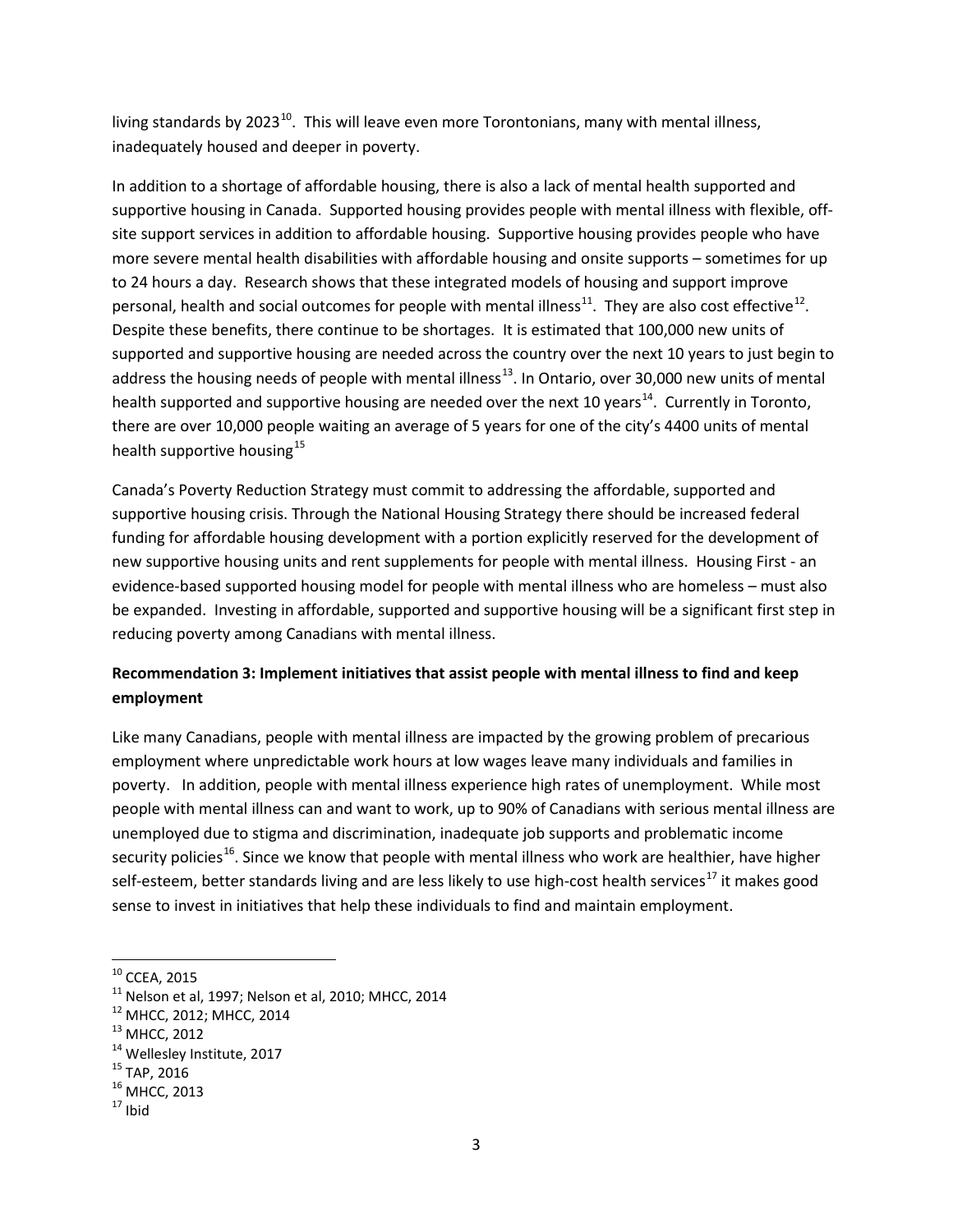living standards by 2023[10]. This will leave even more Torontonians, many with mental illness, inadequately housed and deeper in poverty.

In addition to a shortage of affordable housing, there is also a lack of mental health supported and supportive housing in Canada. Supported housing provides people with mental illness with flexible, off-site support services in addition to affordable housing. Supportive housing provides people who have more severe mental health disabilities with affordable housing and onsite supports – sometimes for up to 24 hours a day. Research shows that these integrated models of housing and support improve personal, health and social outcomes for people with mental illness[11]. They are also cost effective[12]. Despite these benefits, there continue to be shortages. It is estimated that 100,000 new units of supported and supportive housing are needed across the country over the next 10 years to just begin to address the housing needs of people with mental illness[13]. In Ontario, over 30,000 new units of mental health supported and supportive housing are needed over the next 10 years[14]. Currently in Toronto, there are over 10,000 people waiting an average of 5 years for one of the city's 4400 units of mental health supportive housing[15]

Canada's Poverty Reduction Strategy must commit to addressing the affordable, supported and supportive housing crisis. Through the National Housing Strategy there should be increased federal funding for affordable housing development with a portion explicitly reserved for the development of new supportive housing units and rent supplements for people with mental illness. Housing First - an evidence-based supported housing model for people with mental illness who are homeless – must also be expanded. Investing in affordable, supported and supportive housing will be a significant first step in reducing poverty among Canadians with mental illness.

**Recommendation 3: Implement initiatives that assist people with mental illness to find and keep employment**

Like many Canadians, people with mental illness are impacted by the growing problem of precarious employment where unpredictable work hours at low wages leave many individuals and families in poverty. In addition, people with mental illness experience high rates of unemployment. While most people with mental illness can and want to work, up to 90% of Canadians with serious mental illness are unemployed due to stigma and discrimination, inadequate job supports and problematic income security policies[16]. Since we know that people with mental illness who work are healthier, have higher self-esteem, better standards living and are less likely to use high-cost health services[17] it makes good sense to invest in initiatives that help these individuals to find and maintain employment.

---

[10] CCEA, 2015
[11] Nelson et al, 1997; Nelson et al, 2010; MHCC, 2014
[12] MHCC, 2012; MHCC, 2014
[13] MHCC, 2012
[14] Wellesley Institute, 2017
[15] TAP, 2016
[16] MHCC, 2013
[17] Ibid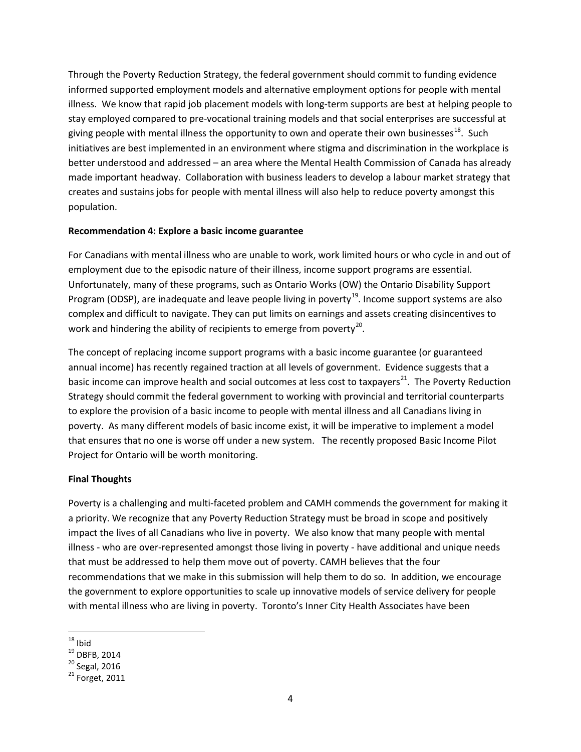Through the Poverty Reduction Strategy, the federal government should commit to funding evidence informed supported employment models and alternative employment options for people with mental illness. We know that rapid job placement models with long-term supports are best at helping people to stay employed compared to pre-vocational training models and that social enterprises are successful at giving people with mental illness the opportunity to own and operate their own businesses[18]. Such initiatives are best implemented in an environment where stigma and discrimination in the workplace is better understood and addressed – an area where the Mental Health Commission of Canada has already made important headway. Collaboration with business leaders to develop a labour market strategy that creates and sustains jobs for people with mental illness will also help to reduce poverty amongst this population.

**Recommendation 4: Explore a basic income guarantee**

For Canadians with mental illness who are unable to work, work limited hours or who cycle in and out of employment due to the episodic nature of their illness, income support programs are essential. Unfortunately, many of these programs, such as Ontario Works (OW) the Ontario Disability Support Program (ODSP), are inadequate and leave people living in poverty[19]. Income support systems are also complex and difficult to navigate. They can put limits on earnings and assets creating disincentives to work and hindering the ability of recipients to emerge from poverty[20].

The concept of replacing income support programs with a basic income guarantee (or guaranteed annual income) has recently regained traction at all levels of government. Evidence suggests that a basic income can improve health and social outcomes at less cost to taxpayers[21]. The Poverty Reduction Strategy should commit the federal government to working with provincial and territorial counterparts to explore the provision of a basic income to people with mental illness and all Canadians living in poverty. As many different models of basic income exist, it will be imperative to implement a model that ensures that no one is worse off under a new system. The recently proposed Basic Income Pilot Project for Ontario will be worth monitoring.

**Final Thoughts**

Poverty is a challenging and multi-faceted problem and CAMH commends the government for making it a priority. We recognize that any Poverty Reduction Strategy must be broad in scope and positively impact the lives of all Canadians who live in poverty. We also know that many people with mental illness - who are over-represented amongst those living in poverty - have additional and unique needs that must be addressed to help them move out of poverty. CAMH believes that the four recommendations that we make in this submission will help them to do so. In addition, we encourage the government to explore opportunities to scale up innovative models of service delivery for people with mental illness who are living in poverty. Toronto's Inner City Health Associates have been

---

[18] Ibid

[19] DBFB, 2014

[20] Segal, 2016

[21] Forget, 2011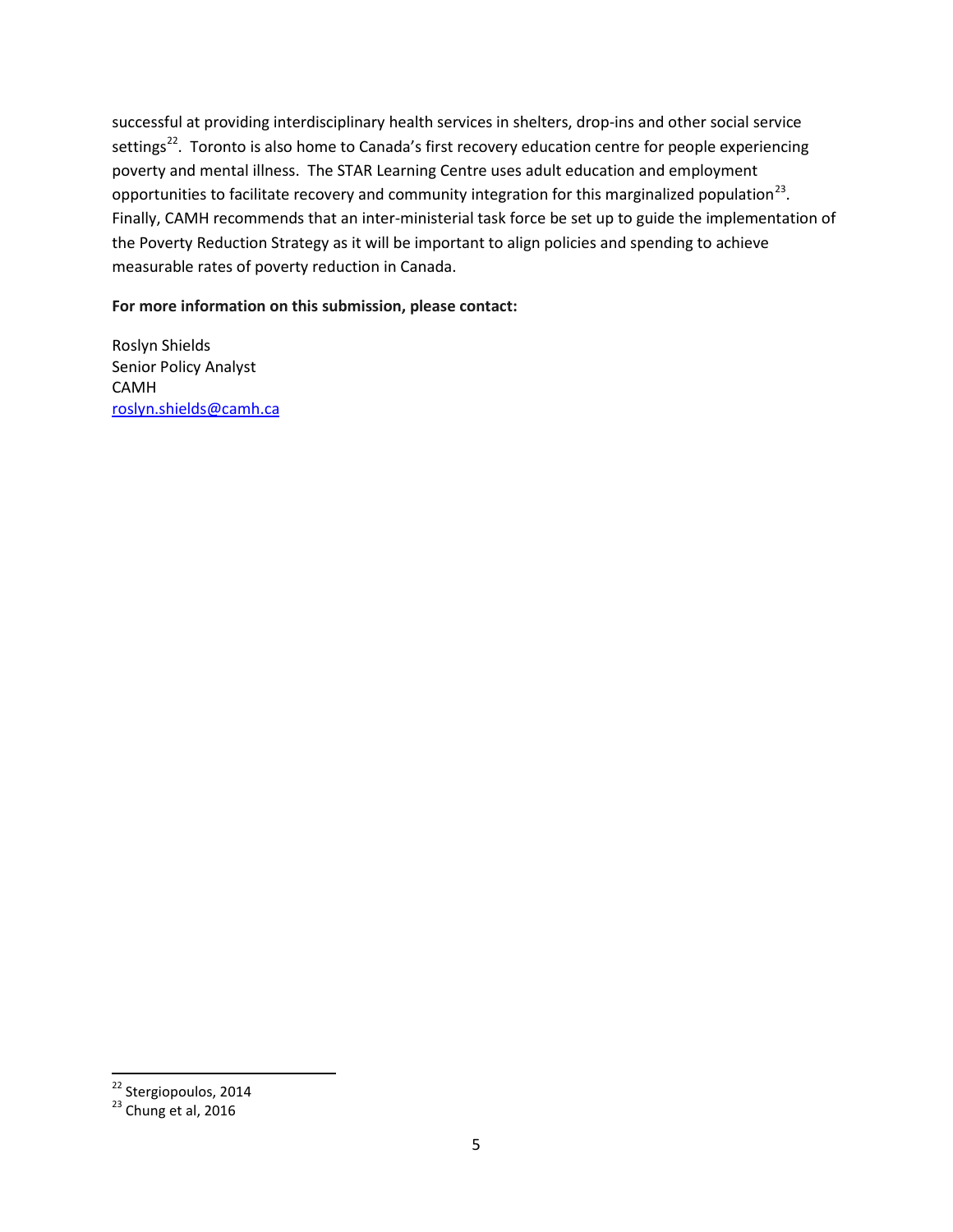successful at providing interdisciplinary health services in shelters, drop-ins and other social service settings[22]. Toronto is also home to Canada's first recovery education centre for people experiencing poverty and mental illness. The STAR Learning Centre uses adult education and employment opportunities to facilitate recovery and community integration for this marginalized population[23]. Finally, CAMH recommends that an inter-ministerial task force be set up to guide the implementation of the Poverty Reduction Strategy as it will be important to align policies and spending to achieve measurable rates of poverty reduction in Canada.

**For more information on this submission, please contact:**

Roslyn Shields
Senior Policy Analyst
CAMH
roslyn.shields@camh.ca

---

[22] Stergiopoulos, 2014

[23] Chung et al, 2016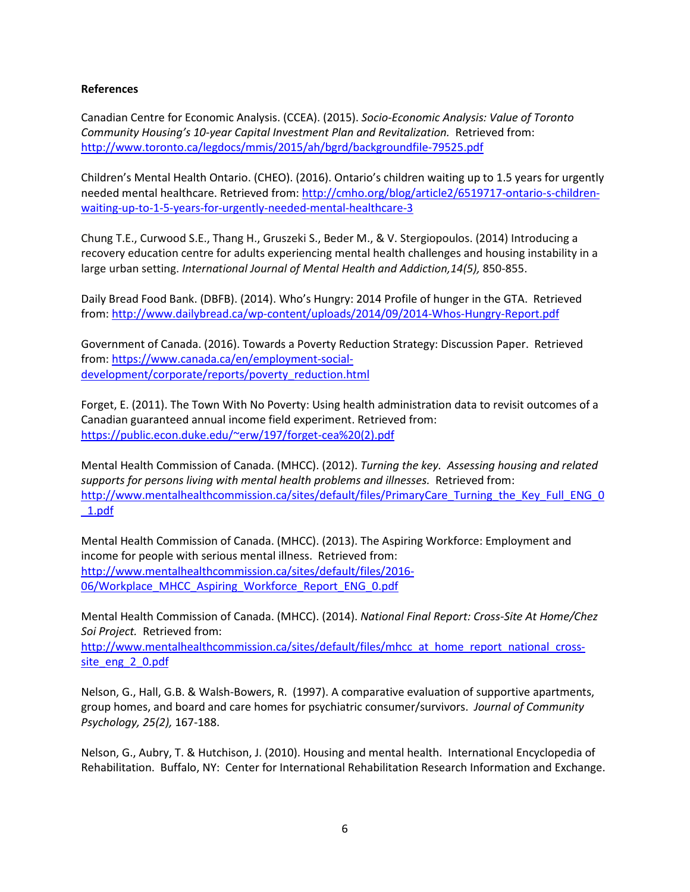**References**

Canadian Centre for Economic Analysis. (CCEA). (2015). *Socio-Economic Analysis: Value of Toronto Community Housing's 10-year Capital Investment Plan and Revitalization.* Retrieved from: http://www.toronto.ca/legdocs/mmis/2015/ah/bgrd/backgroundfile-79525.pdf

Children's Mental Health Ontario. (CHEO). (2016). Ontario's children waiting up to 1.5 years for urgently needed mental healthcare. Retrieved from: http://cmho.org/blog/article2/6519717-ontario-s-children-waiting-up-to-1-5-years-for-urgently-needed-mental-healthcare-3

Chung T.E., Curwood S.E., Thang H., Gruszeki S., Beder M., & V. Stergiopoulos. (2014) Introducing a recovery education centre for adults experiencing mental health challenges and housing instability in a large urban setting. *International Journal of Mental Health and Addiction,14(5),* 850-855.

Daily Bread Food Bank. (DBFB). (2014). Who's Hungry: 2014 Profile of hunger in the GTA. Retrieved from: http://www.dailybread.ca/wp-content/uploads/2014/09/2014-Whos-Hungry-Report.pdf

Government of Canada. (2016). Towards a Poverty Reduction Strategy: Discussion Paper. Retrieved from: https://www.canada.ca/en/employment-social-development/corporate/reports/poverty_reduction.html

Forget, E. (2011). The Town With No Poverty: Using health administration data to revisit outcomes of a Canadian guaranteed annual income field experiment. Retrieved from: https://public.econ.duke.edu/~erw/197/forget-cea%20(2).pdf

Mental Health Commission of Canada. (MHCC). (2012). *Turning the key. Assessing housing and related supports for persons living with mental health problems and illnesses.* Retrieved from: http://www.mentalhealthcommission.ca/sites/default/files/PrimaryCare_Turning_the_Key_Full_ENG_0_1.pdf

Mental Health Commission of Canada. (MHCC). (2013). The Aspiring Workforce: Employment and income for people with serious mental illness. Retrieved from: http://www.mentalhealthcommission.ca/sites/default/files/2016-06/Workplace_MHCC_Aspiring_Workforce_Report_ENG_0.pdf

Mental Health Commission of Canada. (MHCC). (2014). *National Final Report: Cross-Site At Home/Chez Soi Project.* Retrieved from: http://www.mentalhealthcommission.ca/sites/default/files/mhcc_at_home_report_national_cross-site_eng_2_0.pdf

Nelson, G., Hall, G.B. & Walsh-Bowers, R. (1997). A comparative evaluation of supportive apartments, group homes, and board and care homes for psychiatric consumer/survivors. *Journal of Community Psychology, 25(2),* 167-188.

Nelson, G., Aubry, T. & Hutchison, J. (2010). Housing and mental health. International Encyclopedia of Rehabilitation. Buffalo, NY: Center for International Rehabilitation Research Information and Exchange.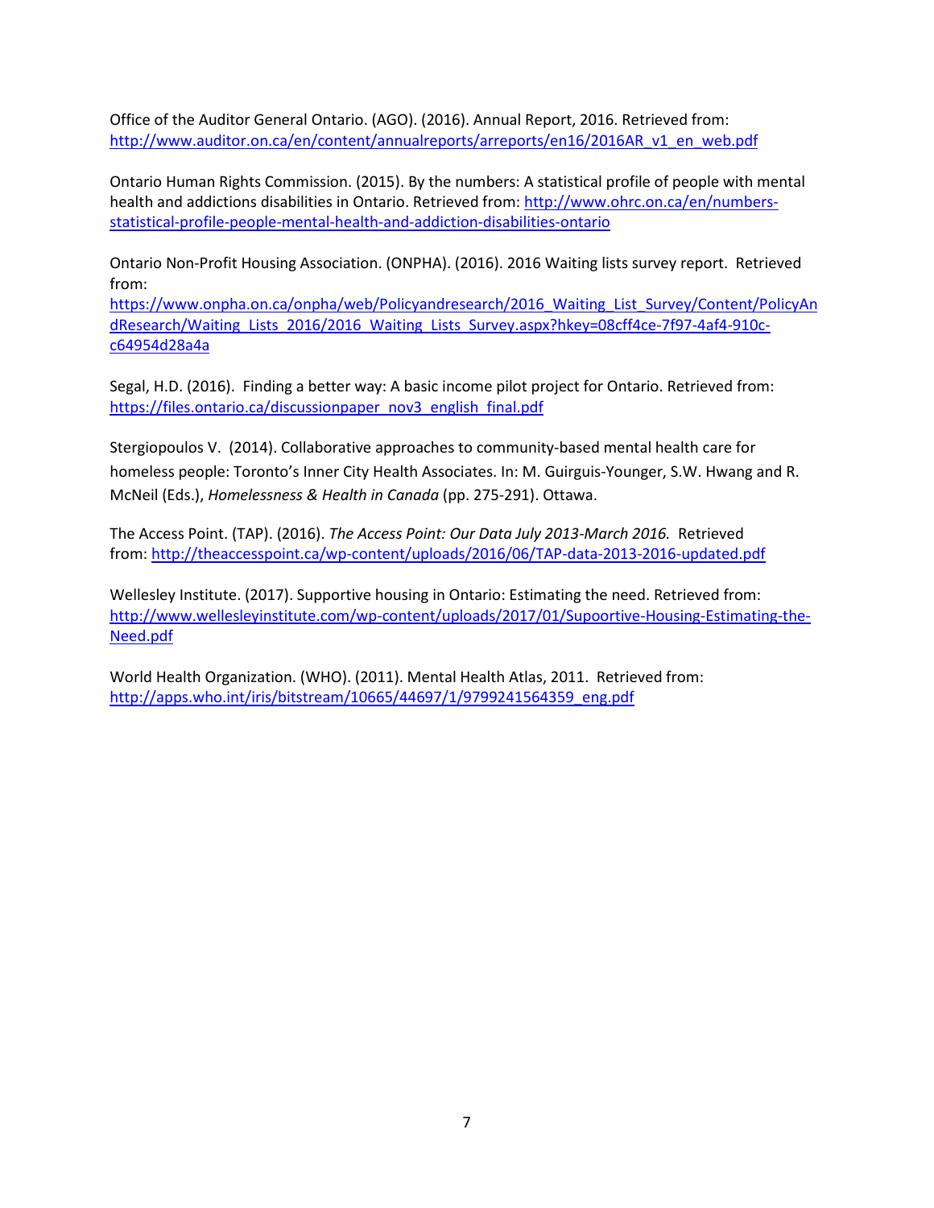Office of the Auditor General Ontario. (AGO). (2016). Annual Report, 2016. Retrieved from: http://www.auditor.on.ca/en/content/annualreports/arreports/en16/2016AR_v1_en_web.pdf

Ontario Human Rights Commission. (2015). By the numbers: A statistical profile of people with mental health and addictions disabilities in Ontario. Retrieved from: http://www.ohrc.on.ca/en/numbers-statistical-profile-people-mental-health-and-addiction-disabilities-ontario

Ontario Non-Profit Housing Association. (ONPHA). (2016). 2016 Waiting lists survey report. Retrieved from: https://www.onpha.on.ca/onpha/web/Policyandresearch/2016_Waiting_List_Survey/Content/PolicyAndResearch/Waiting_Lists_2016/2016_Waiting_Lists_Survey.aspx?hkey=08cff4ce-7f97-4af4-910c-c64954d28a4a

Segal, H.D. (2016). Finding a better way: A basic income pilot project for Ontario. Retrieved from: https://files.ontario.ca/discussionpaper_nov3_english_final.pdf

Stergiopoulos V. (2014). Collaborative approaches to community-based mental health care for homeless people: Toronto's Inner City Health Associates. In: M. Guirguis-Younger, S.W. Hwang and R. McNeil (Eds.), *Homelessness & Health in Canada* (pp. 275-291). Ottawa.

The Access Point. (TAP). (2016). *The Access Point: Our Data July 2013-March 2016.* Retrieved from: http://theaccesspoint.ca/wp-content/uploads/2016/06/TAP-data-2013-2016-updated.pdf

Wellesley Institute. (2017). Supportive housing in Ontario: Estimating the need. Retrieved from: http://www.wellesleyinstitute.com/wp-content/uploads/2017/01/Supoortive-Housing-Estimating-the-Need.pdf

World Health Organization. (WHO). (2011). Mental Health Atlas, 2011. Retrieved from: http://apps.who.int/iris/bitstream/10665/44697/1/9799241564359_eng.pdf